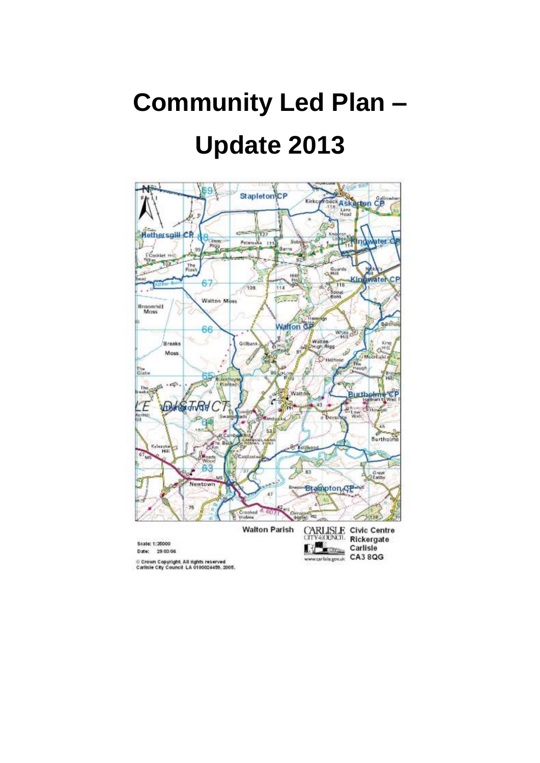# Community Led Plan – Update 2013

Walton Parish

Scale: 1:35000
Date: 29.03.06

© Crown Copyright. All rights reserved
Carlisle City Council LA 0100024459. 2005.

CARLISLE CITY COUNCIL
www.carlisle.gov.uk

Civic Centre
Rickergate
Carlisle
CA3 8QG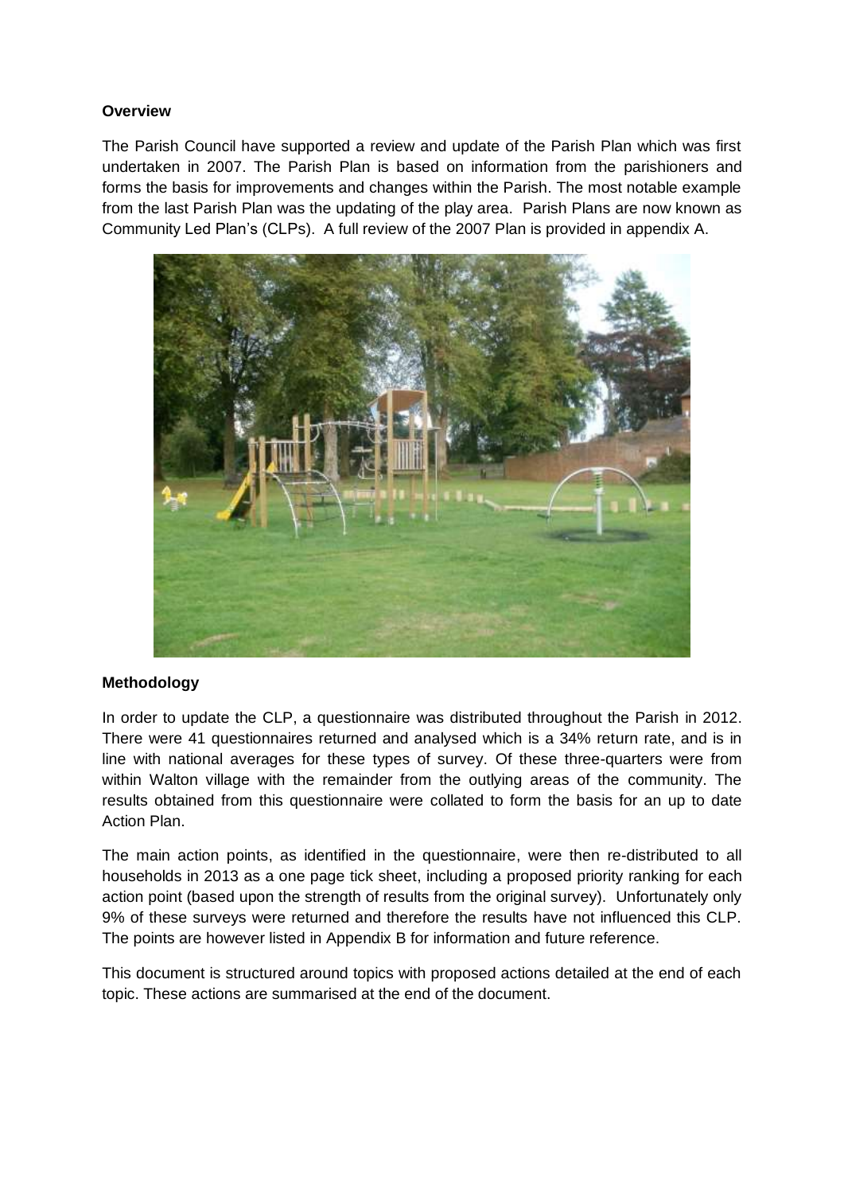**Overview**

The Parish Council have supported a review and update of the Parish Plan which was first undertaken in 2007. The Parish Plan is based on information from the parishioners and forms the basis for improvements and changes within the Parish. The most notable example from the last Parish Plan was the updating of the play area. Parish Plans are now known as Community Led Plan's (CLPs). A full review of the 2007 Plan is provided in appendix A.

**Methodology**

In order to update the CLP, a questionnaire was distributed throughout the Parish in 2012. There were 41 questionnaires returned and analysed which is a 34% return rate, and is in line with national averages for these types of survey. Of these three-quarters were from within Walton village with the remainder from the outlying areas of the community. The results obtained from this questionnaire were collated to form the basis for an up to date Action Plan.

The main action points, as identified in the questionnaire, were then re-distributed to all households in 2013 as a one page tick sheet, including a proposed priority ranking for each action point (based upon the strength of results from the original survey). Unfortunately only 9% of these surveys were returned and therefore the results have not influenced this CLP. The points are however listed in Appendix B for information and future reference.

This document is structured around topics with proposed actions detailed at the end of each topic. These actions are summarised at the end of the document.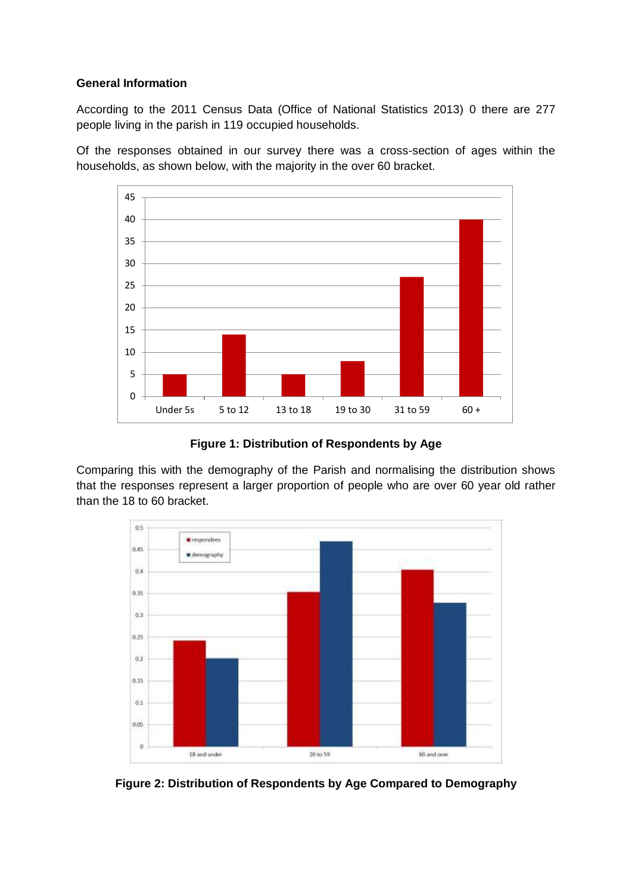**General Information**

According to the 2011 Census Data (Office of National Statistics 2013) 0 there are 277 people living in the parish in 119 occupied households.

Of the responses obtained in our survey there was a cross-section of ages within the households, as shown below, with the majority in the over 60 bracket.

**Figure 1: Distribution of Respondents by Age**

Comparing this with the demography of the Parish and normalising the distribution shows that the responses represent a larger proportion of people who are over 60 year old rather than the 18 to 60 bracket.

**Figure 2: Distribution of Respondents by Age Compared to Demography**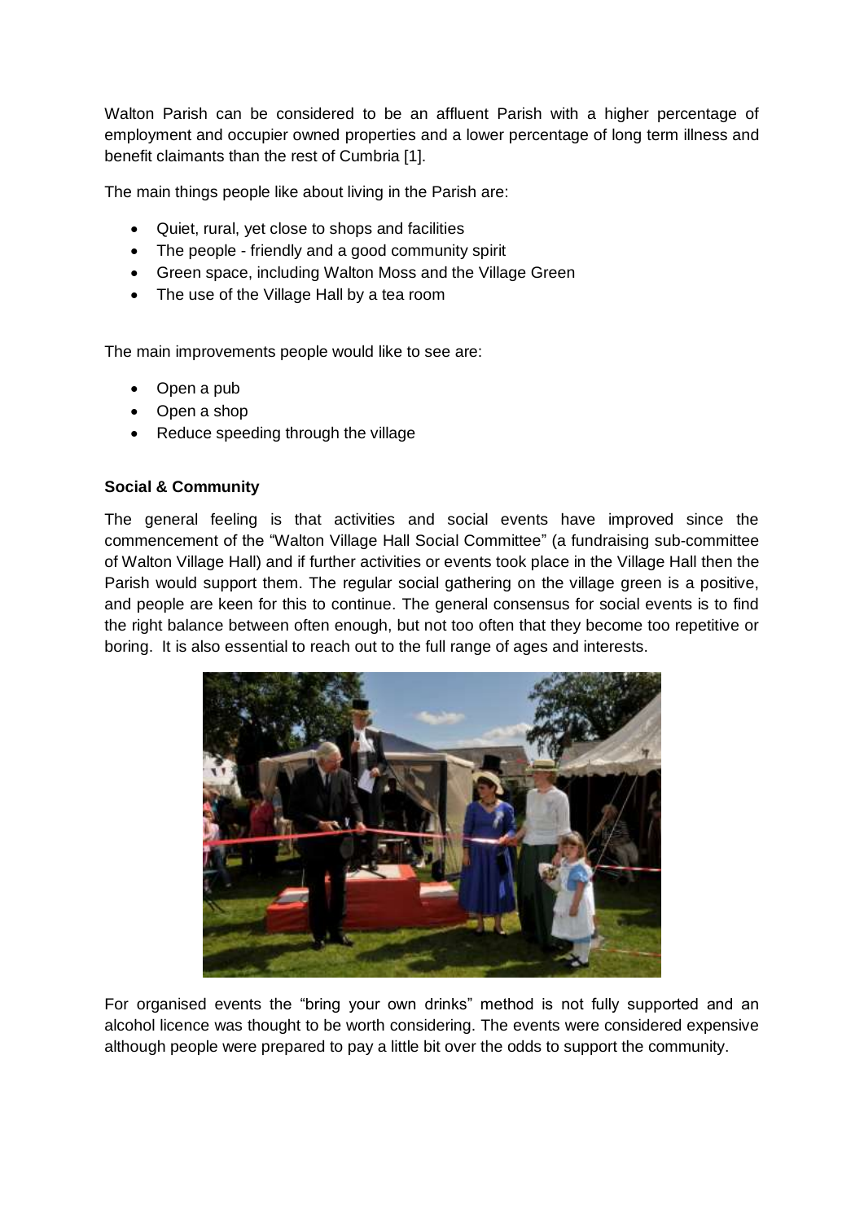Walton Parish can be considered to be an affluent Parish with a higher percentage of employment and occupier owned properties and a lower percentage of long term illness and benefit claimants than the rest of Cumbria [1].

The main things people like about living in the Parish are:

- Quiet, rural, yet close to shops and facilities
- The people - friendly and a good community spirit
- Green space, including Walton Moss and the Village Green
- The use of the Village Hall by a tea room

The main improvements people would like to see are:

- Open a pub
- Open a shop
- Reduce speeding through the village

**Social & Community**

The general feeling is that activities and social events have improved since the commencement of the "Walton Village Hall Social Committee" (a fundraising sub-committee of Walton Village Hall) and if further activities or events took place in the Village Hall then the Parish would support them. The regular social gathering on the village green is a positive, and people are keen for this to continue. The general consensus for social events is to find the right balance between often enough, but not too often that they become too repetitive or boring. It is also essential to reach out to the full range of ages and interests.

For organised events the "bring your own drinks" method is not fully supported and an alcohol licence was thought to be worth considering. The events were considered expensive although people were prepared to pay a little bit over the odds to support the community.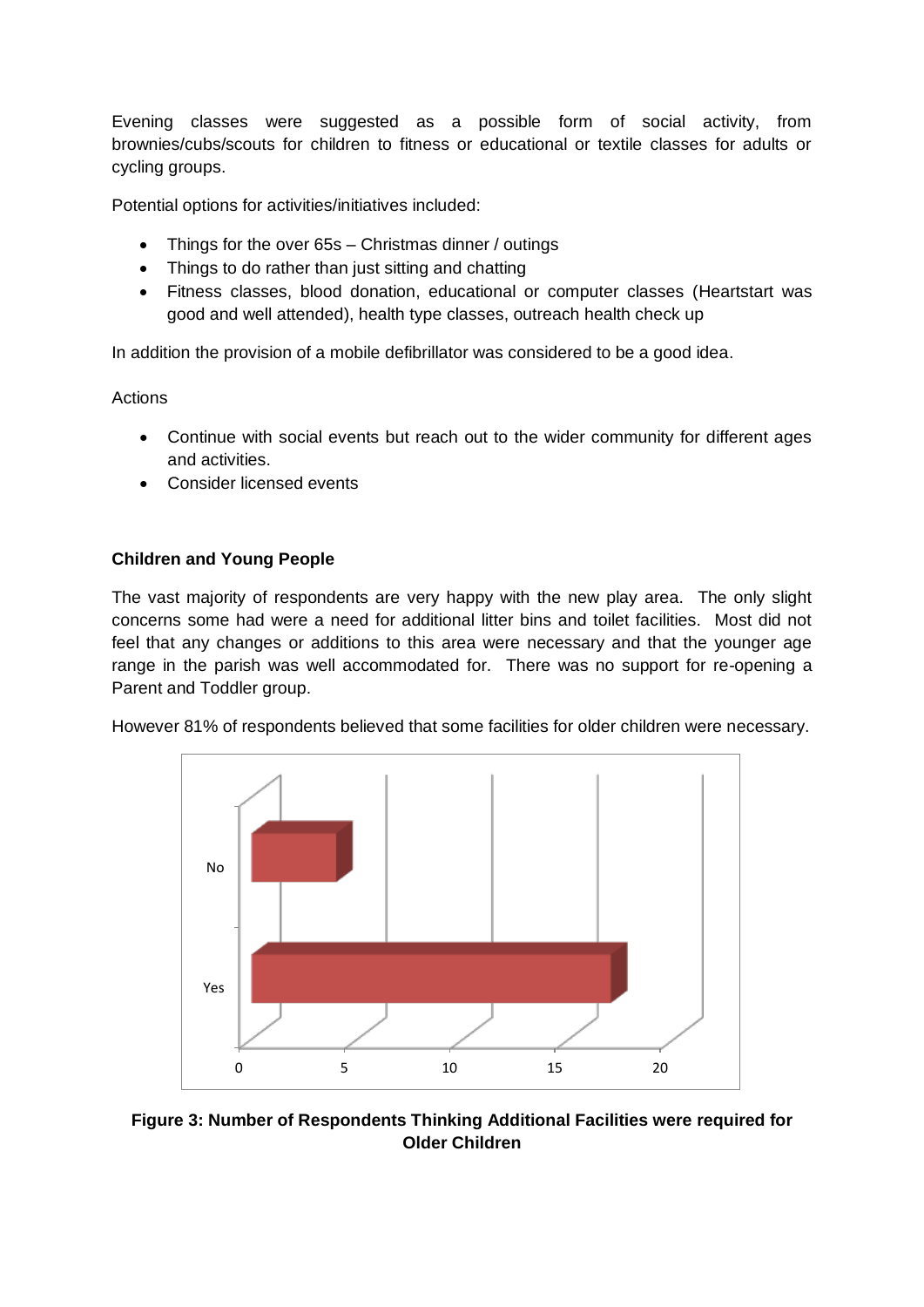Evening classes were suggested as a possible form of social activity, from brownies/cubs/scouts for children to fitness or educational or textile classes for adults or cycling groups.

Potential options for activities/initiatives included:

- Things for the over 65s – Christmas dinner / outings
- Things to do rather than just sitting and chatting
- Fitness classes, blood donation, educational or computer classes (Heartstart was good and well attended), health type classes, outreach health check up

In addition the provision of a mobile defibrillator was considered to be a good idea.

Actions

- Continue with social events but reach out to the wider community for different ages and activities.
- Consider licensed events

### Children and Young People

The vast majority of respondents are very happy with the new play area. The only slight concerns some had were a need for additional litter bins and toilet facilities. Most did not feel that any changes or additions to this area were necessary and that the younger age range in the parish was well accommodated for. There was no support for re-opening a Parent and Toddler group.

However 81% of respondents believed that some facilities for older children were necessary.

**Figure 3: Number of Respondents Thinking Additional Facilities were required for Older Children**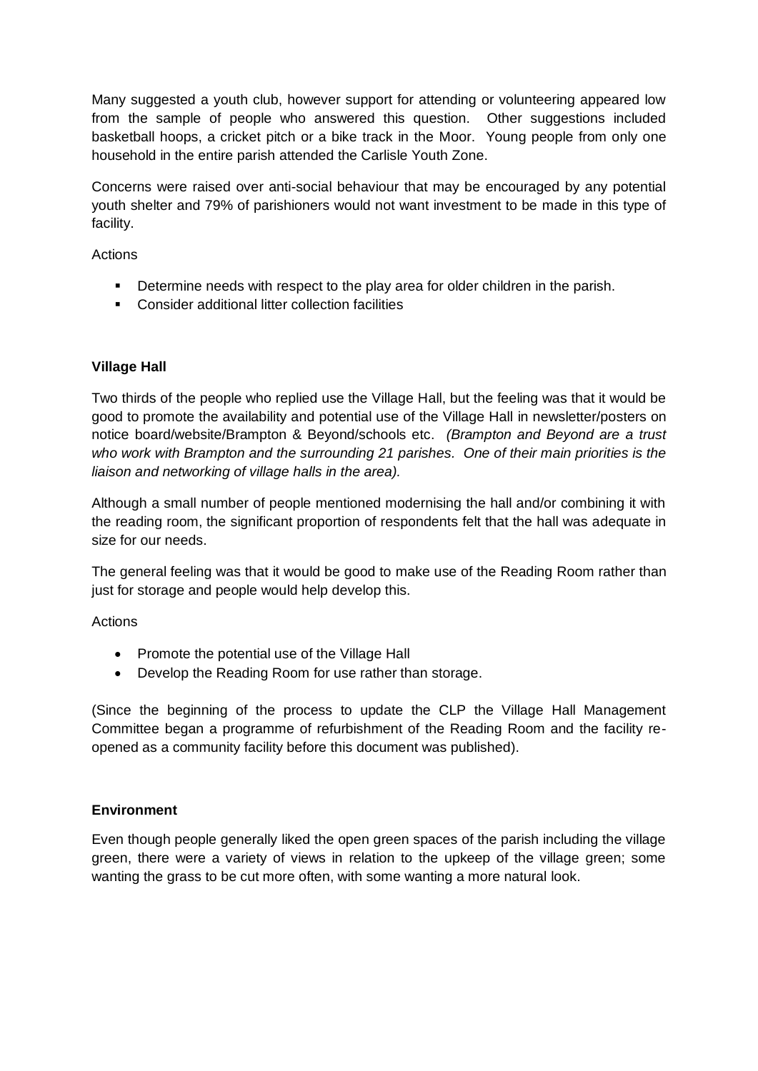Many suggested a youth club, however support for attending or volunteering appeared low from the sample of people who answered this question. Other suggestions included basketball hoops, a cricket pitch or a bike track in the Moor. Young people from only one household in the entire parish attended the Carlisle Youth Zone.

Concerns were raised over anti-social behaviour that may be encouraged by any potential youth shelter and 79% of parishioners would not want investment to be made in this type of facility.

Actions

- Determine needs with respect to the play area for older children in the parish.
- Consider additional litter collection facilities

**Village Hall**

Two thirds of the people who replied use the Village Hall, but the feeling was that it would be good to promote the availability and potential use of the Village Hall in newsletter/posters on notice board/website/Brampton & Beyond/schools etc. *(Brampton and Beyond are a trust who work with Brampton and the surrounding 21 parishes. One of their main priorities is the liaison and networking of village halls in the area).*

Although a small number of people mentioned modernising the hall and/or combining it with the reading room, the significant proportion of respondents felt that the hall was adequate in size for our needs.

The general feeling was that it would be good to make use of the Reading Room rather than just for storage and people would help develop this.

Actions

- Promote the potential use of the Village Hall
- Develop the Reading Room for use rather than storage.

(Since the beginning of the process to update the CLP the Village Hall Management Committee began a programme of refurbishment of the Reading Room and the facility re-opened as a community facility before this document was published).

**Environment**

Even though people generally liked the open green spaces of the parish including the village green, there were a variety of views in relation to the upkeep of the village green; some wanting the grass to be cut more often, with some wanting a more natural look.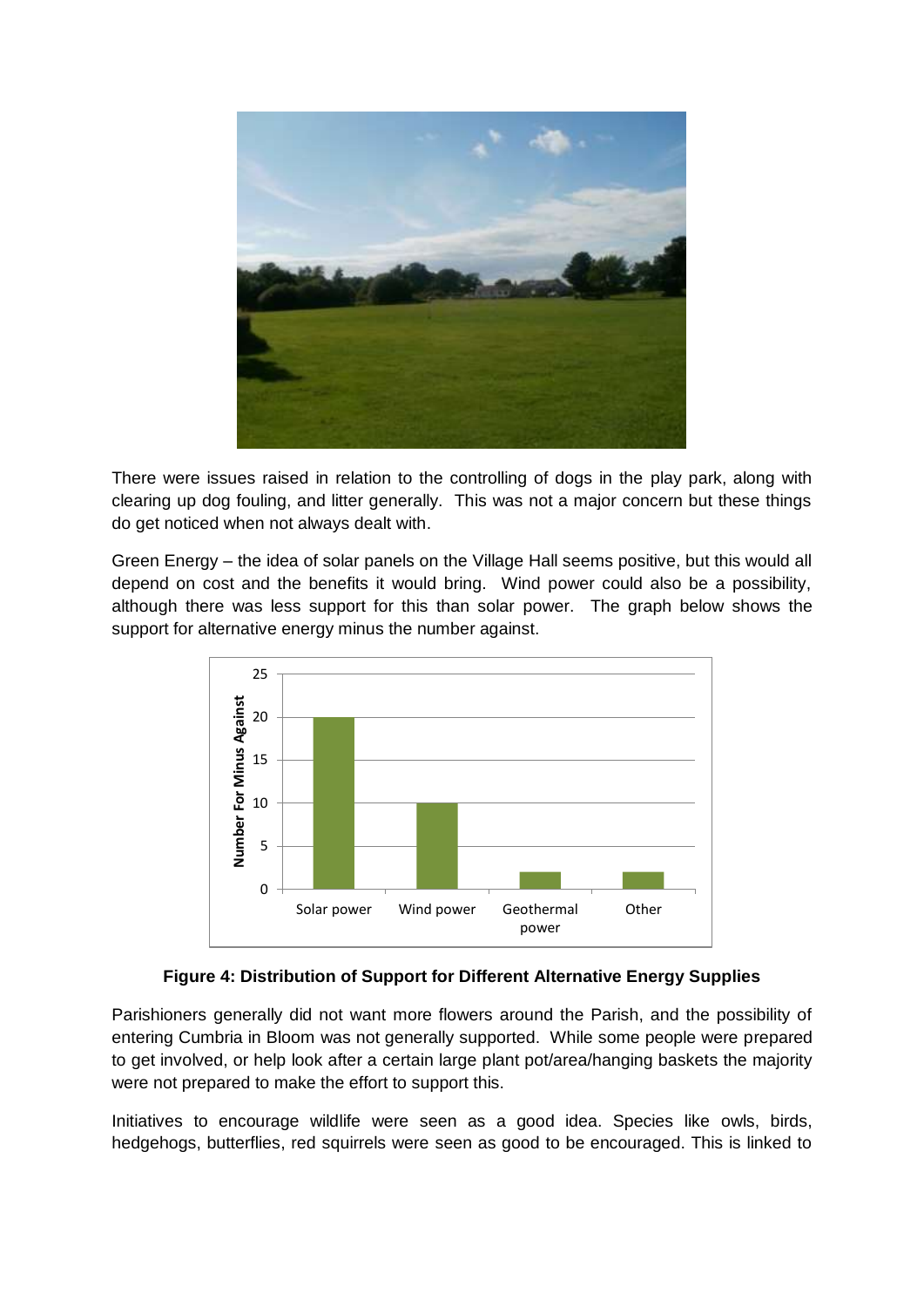There were issues raised in relation to the controlling of dogs in the play park, along with clearing up dog fouling, and litter generally. This was not a major concern but these things do get noticed when not always dealt with.

Green Energy – the idea of solar panels on the Village Hall seems positive, but this would all depend on cost and the benefits it would bring. Wind power could also be a possibility, although there was less support for this than solar power. The graph below shows the support for alternative energy minus the number against.

| | Number For Minus Against |
|---|---|
| Solar power | 20 |
| Wind power | 10 |
| Geothermal power | 2 |
| Other | 2 |

**Figure 4: Distribution of Support for Different Alternative Energy Supplies**

Parishioners generally did not want more flowers around the Parish, and the possibility of entering Cumbria in Bloom was not generally supported. While some people were prepared to get involved, or help look after a certain large plant pot/area/hanging baskets the majority were not prepared to make the effort to support this.

Initiatives to encourage wildlife were seen as a good idea. Species like owls, birds, hedgehogs, butterflies, red squirrels were seen as good to be encouraged. This is linked to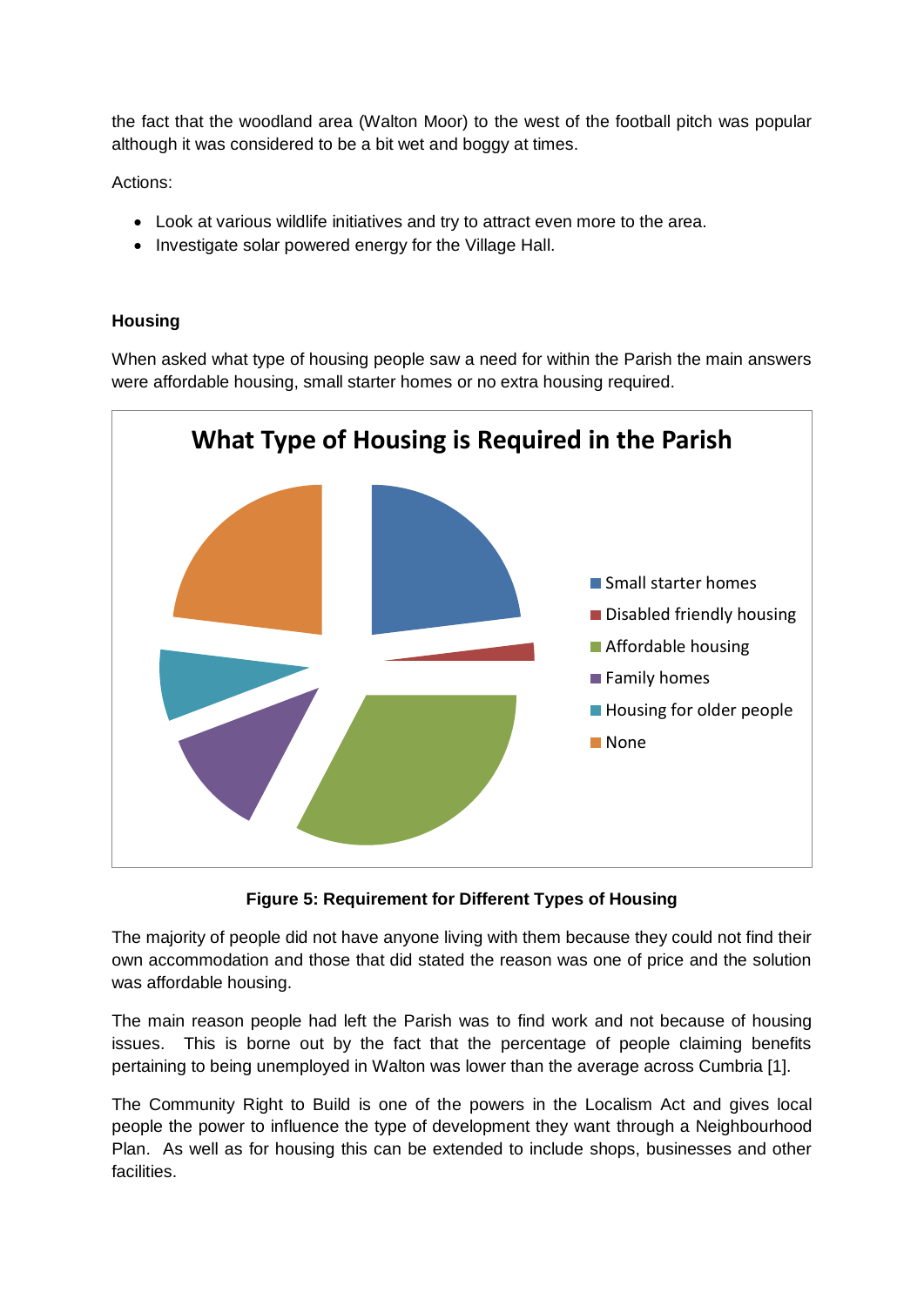the fact that the woodland area (Walton Moor) to the west of the football pitch was popular although it was considered to be a bit wet and boggy at times.

Actions:

- Look at various wildlife initiatives and try to attract even more to the area.
- Investigate solar powered energy for the Village Hall.

**Housing**

When asked what type of housing people saw a need for within the Parish the main answers were affordable housing, small starter homes or no extra housing required.

**What Type of Housing is Required in the Parish**

- Small starter homes
- Disabled friendly housing
- Affordable housing
- Family homes
- Housing for older people
- None

**Figure 5: Requirement for Different Types of Housing**

The majority of people did not have anyone living with them because they could not find their own accommodation and those that did stated the reason was one of price and the solution was affordable housing.

The main reason people had left the Parish was to find work and not because of housing issues. This is borne out by the fact that the percentage of people claiming benefits pertaining to being unemployed in Walton was lower than the average across Cumbria [1].

The Community Right to Build is one of the powers in the Localism Act and gives local people the power to influence the type of development they want through a Neighbourhood Plan. As well as for housing this can be extended to include shops, businesses and other facilities.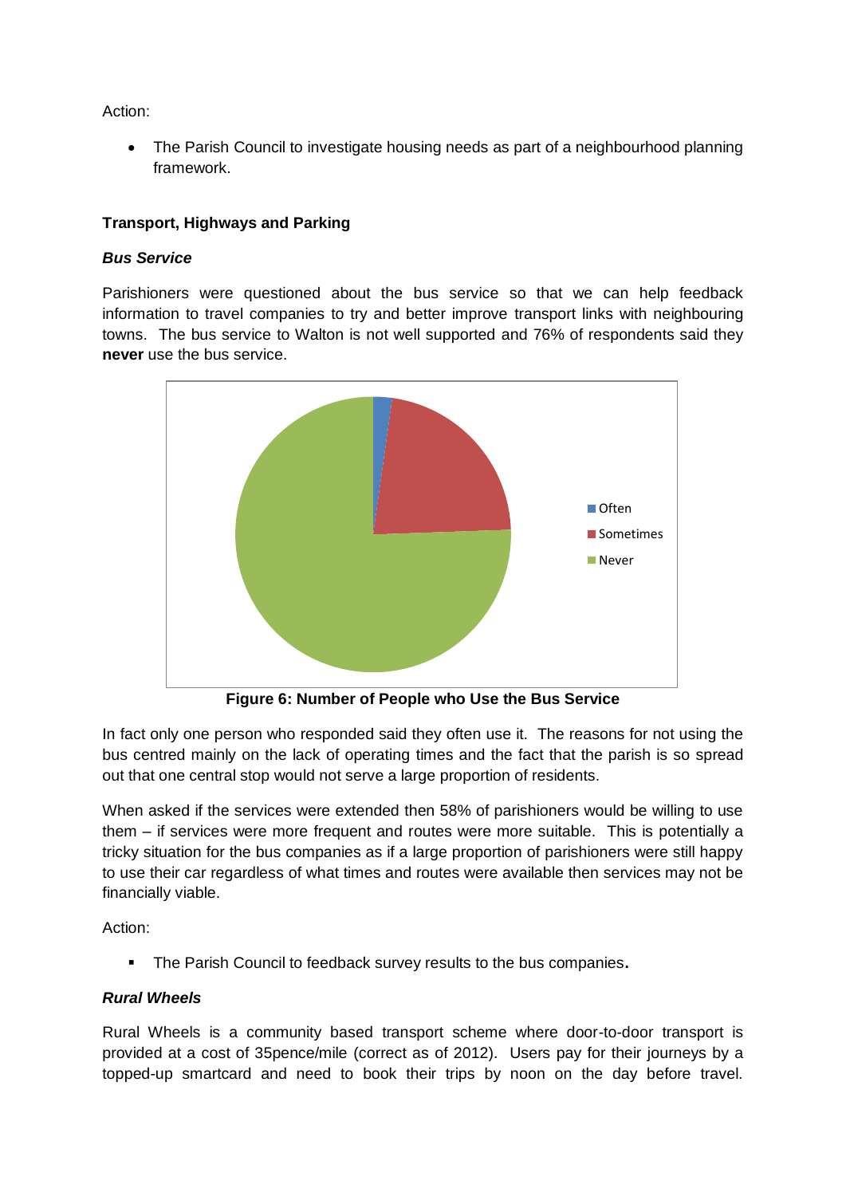Action:

- The Parish Council to investigate housing needs as part of a neighbourhood planning framework.

**Transport, Highways and Parking**

***Bus Service***

Parishioners were questioned about the bus service so that we can help feedback information to travel companies to try and better improve transport links with neighbouring towns. The bus service to Walton is not well supported and 76% of respondents said they **never** use the bus service.

**Figure 6: Number of People who Use the Bus Service**

In fact only one person who responded said they often use it. The reasons for not using the bus centred mainly on the lack of operating times and the fact that the parish is so spread out that one central stop would not serve a large proportion of residents.

When asked if the services were extended then 58% of parishioners would be willing to use them – if services were more frequent and routes were more suitable. This is potentially a tricky situation for the bus companies as if a large proportion of parishioners were still happy to use their car regardless of what times and routes were available then services may not be financially viable.

Action:

- The Parish Council to feedback survey results to the bus companies**.**

***Rural Wheels***

Rural Wheels is a community based transport scheme where door-to-door transport is provided at a cost of 35pence/mile (correct as of 2012). Users pay for their journeys by a topped-up smartcard and need to book their trips by noon on the day before travel.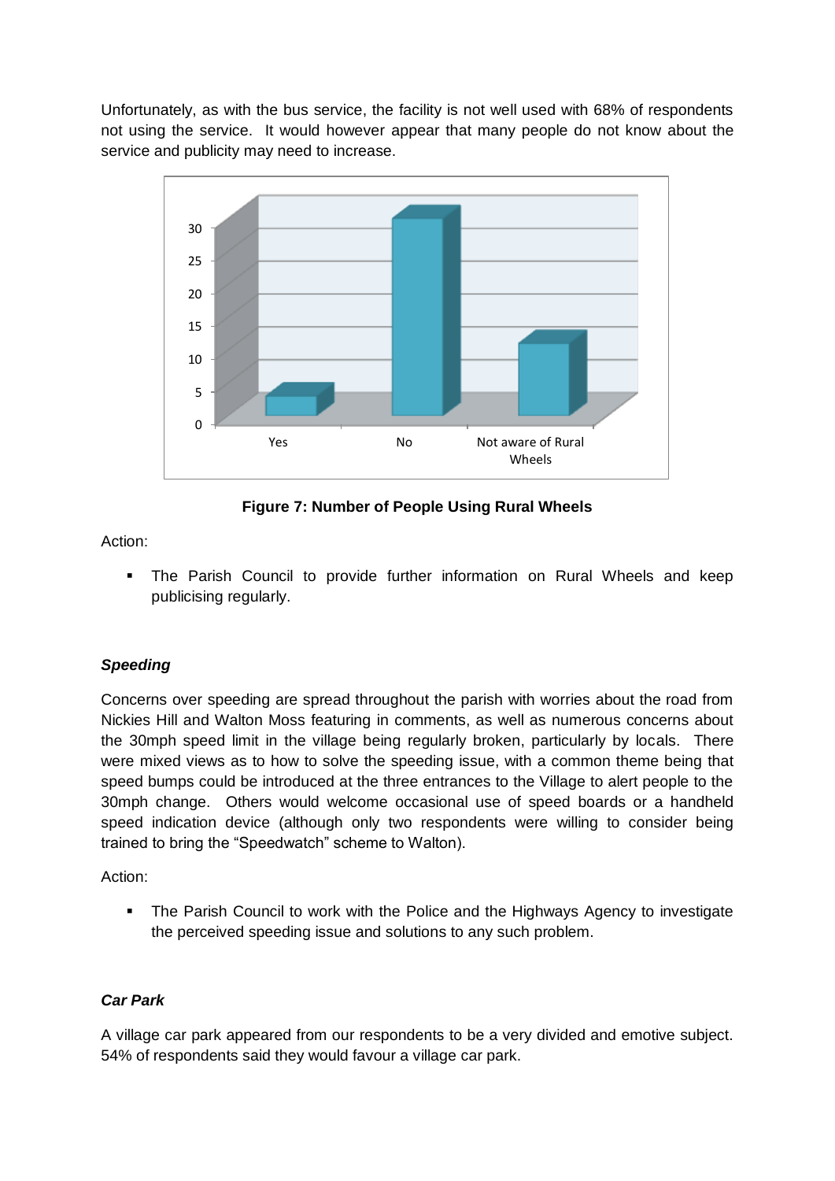Unfortunately, as with the bus service, the facility is not well used with 68% of respondents not using the service. It would however appear that many people do not know about the service and publicity may need to increase.

**Figure 7: Number of People Using Rural Wheels**

Action:

- The Parish Council to provide further information on Rural Wheels and keep publicising regularly.

### *Speeding*

Concerns over speeding are spread throughout the parish with worries about the road from Nickies Hill and Walton Moss featuring in comments, as well as numerous concerns about the 30mph speed limit in the village being regularly broken, particularly by locals. There were mixed views as to how to solve the speeding issue, with a common theme being that speed bumps could be introduced at the three entrances to the Village to alert people to the 30mph change. Others would welcome occasional use of speed boards or a handheld speed indication device (although only two respondents were willing to consider being trained to bring the "Speedwatch" scheme to Walton).

Action:

- The Parish Council to work with the Police and the Highways Agency to investigate the perceived speeding issue and solutions to any such problem.

### *Car Park*

A village car park appeared from our respondents to be a very divided and emotive subject. 54% of respondents said they would favour a village car park.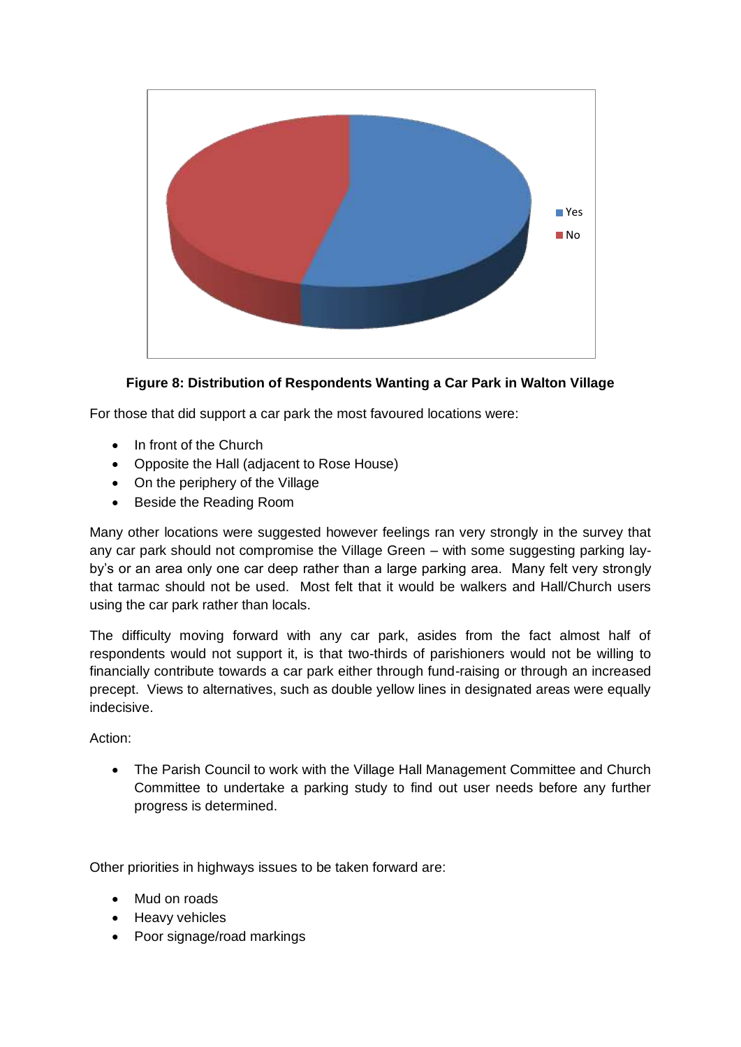**Figure 8: Distribution of Respondents Wanting a Car Park in Walton Village**

For those that did support a car park the most favoured locations were:

- In front of the Church
- Opposite the Hall (adjacent to Rose House)
- On the periphery of the Village
- Beside the Reading Room

Many other locations were suggested however feelings ran very strongly in the survey that any car park should not compromise the Village Green – with some suggesting parking lay-by's or an area only one car deep rather than a large parking area. Many felt very strongly that tarmac should not be used. Most felt that it would be walkers and Hall/Church users using the car park rather than locals.

The difficulty moving forward with any car park, asides from the fact almost half of respondents would not support it, is that two-thirds of parishioners would not be willing to financially contribute towards a car park either through fund-raising or through an increased precept. Views to alternatives, such as double yellow lines in designated areas were equally indecisive.

Action:

- The Parish Council to work with the Village Hall Management Committee and Church Committee to undertake a parking study to find out user needs before any further progress is determined.

Other priorities in highways issues to be taken forward are:

- Mud on roads
- Heavy vehicles
- Poor signage/road markings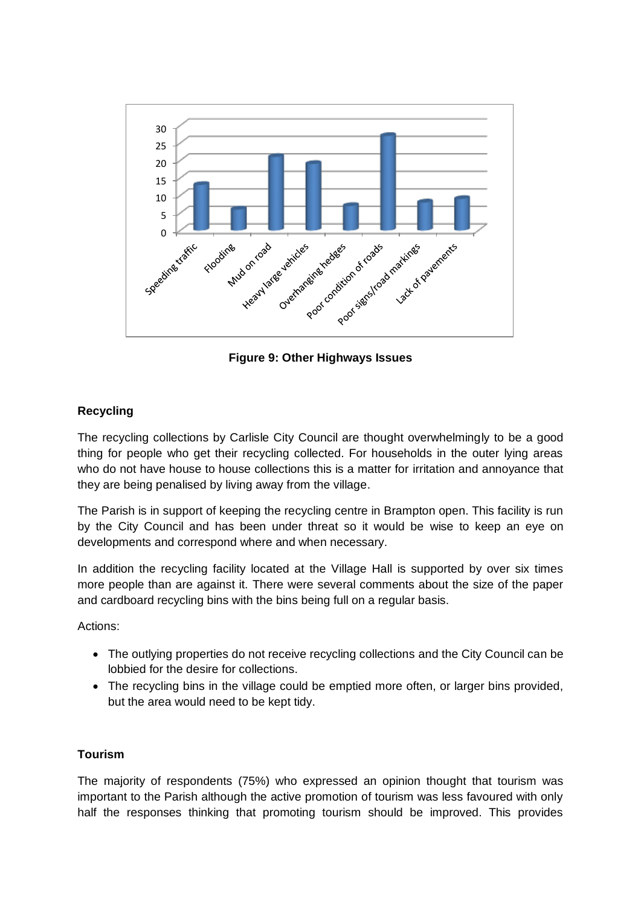**Figure 9: Other Highways Issues**

### Recycling

The recycling collections by Carlisle City Council are thought overwhelmingly to be a good thing for people who get their recycling collected. For households in the outer lying areas who do not have house to house collections this is a matter for irritation and annoyance that they are being penalised by living away from the village.

The Parish is in support of keeping the recycling centre in Brampton open. This facility is run by the City Council and has been under threat so it would be wise to keep an eye on developments and correspond where and when necessary.

In addition the recycling facility located at the Village Hall is supported by over six times more people than are against it. There were several comments about the size of the paper and cardboard recycling bins with the bins being full on a regular basis.

Actions:

- The outlying properties do not receive recycling collections and the City Council can be lobbied for the desire for collections.
- The recycling bins in the village could be emptied more often, or larger bins provided, but the area would need to be kept tidy.

### Tourism

The majority of respondents (75%) who expressed an opinion thought that tourism was important to the Parish although the active promotion of tourism was less favoured with only half the responses thinking that promoting tourism should be improved. This provides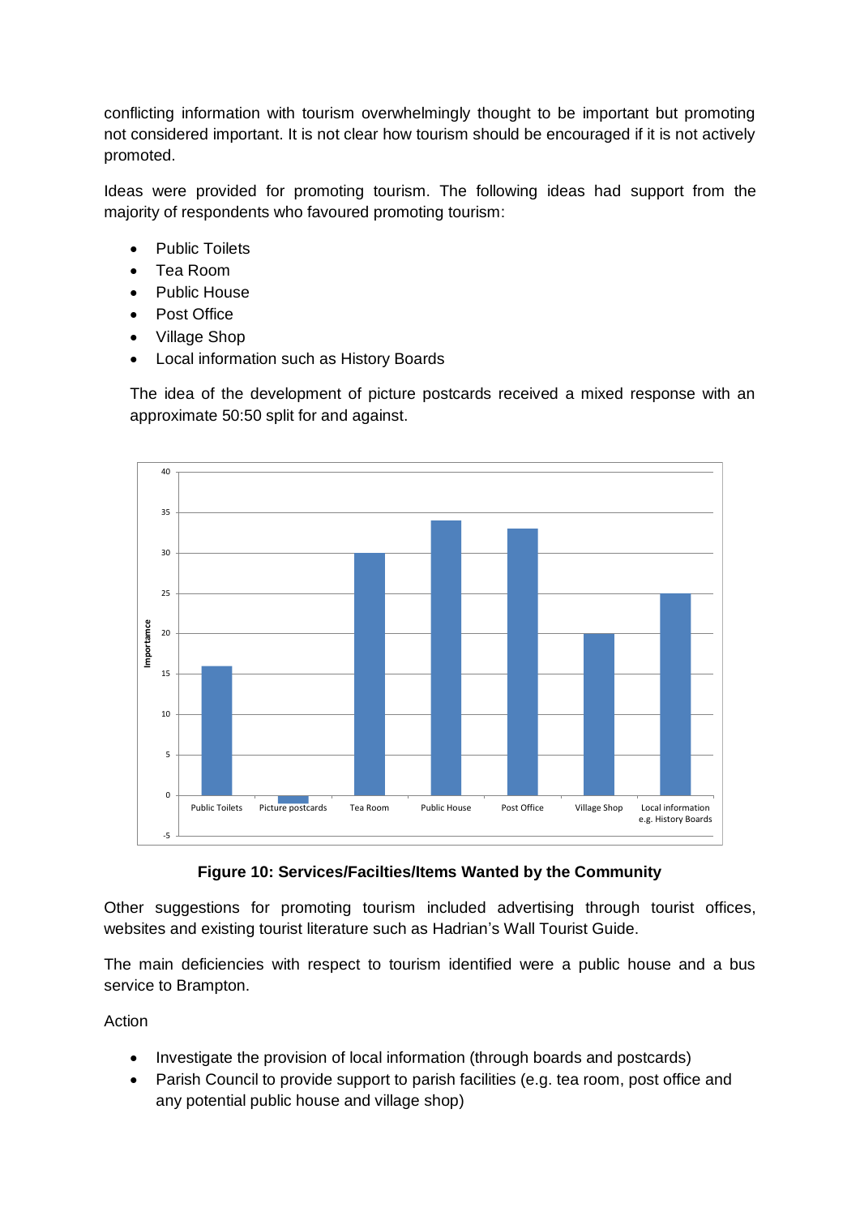conflicting information with tourism overwhelmingly thought to be important but promoting not considered important. It is not clear how tourism should be encouraged if it is not actively promoted.

Ideas were provided for promoting tourism. The following ideas had support from the majority of respondents who favoured promoting tourism:

- Public Toilets
- Tea Room
- Public House
- Post Office
- Village Shop
- Local information such as History Boards

The idea of the development of picture postcards received a mixed response with an approximate 50:50 split for and against.

**Figure 10: Services/Facilties/Items Wanted by the Community**

Other suggestions for promoting tourism included advertising through tourist offices, websites and existing tourist literature such as Hadrian's Wall Tourist Guide.

The main deficiencies with respect to tourism identified were a public house and a bus service to Brampton.

Action

- Investigate the provision of local information (through boards and postcards)
- Parish Council to provide support to parish facilities (e.g. tea room, post office and any potential public house and village shop)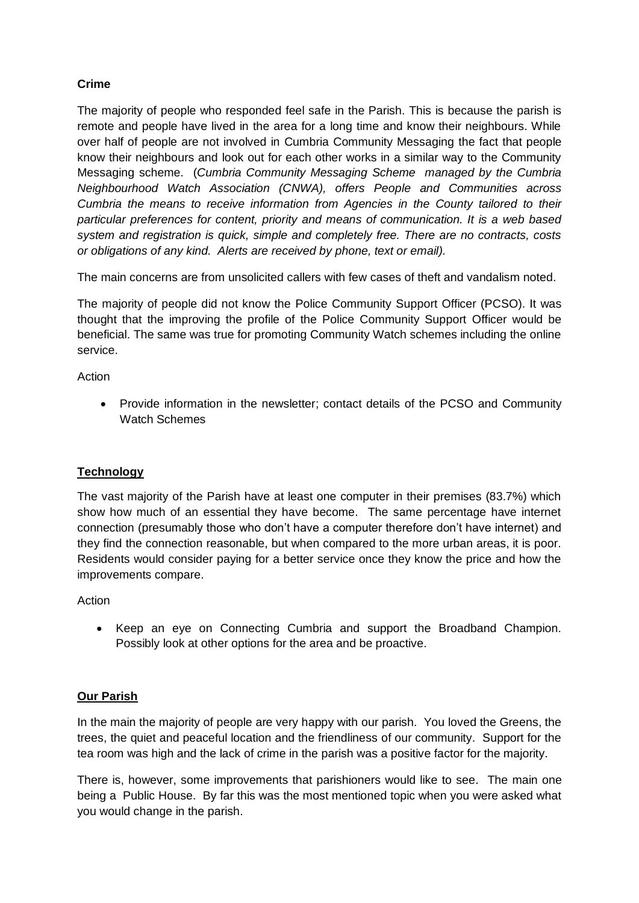**Crime**

The majority of people who responded feel safe in the Parish. This is because the parish is remote and people have lived in the area for a long time and know their neighbours. While over half of people are not involved in Cumbria Community Messaging the fact that people know their neighbours and look out for each other works in a similar way to the Community Messaging scheme. (*Cumbria Community Messaging Scheme managed by the Cumbria Neighbourhood Watch Association (CNWA), offers People and Communities across Cumbria the means to receive information from Agencies in the County tailored to their particular preferences for content, priority and means of communication. It is a web based system and registration is quick, simple and completely free. There are no contracts, costs or obligations of any kind. Alerts are received by phone, text or email).*

The main concerns are from unsolicited callers with few cases of theft and vandalism noted.

The majority of people did not know the Police Community Support Officer (PCSO). It was thought that the improving the profile of the Police Community Support Officer would be beneficial. The same was true for promoting Community Watch schemes including the online service.

Action

- Provide information in the newsletter; contact details of the PCSO and Community Watch Schemes

**Technology**

The vast majority of the Parish have at least one computer in their premises (83.7%) which show how much of an essential they have become. The same percentage have internet connection (presumably those who don't have a computer therefore don't have internet) and they find the connection reasonable, but when compared to the more urban areas, it is poor. Residents would consider paying for a better service once they know the price and how the improvements compare.

Action

- Keep an eye on Connecting Cumbria and support the Broadband Champion. Possibly look at other options for the area and be proactive.

**Our Parish**

In the main the majority of people are very happy with our parish. You loved the Greens, the trees, the quiet and peaceful location and the friendliness of our community. Support for the tea room was high and the lack of crime in the parish was a positive factor for the majority.

There is, however, some improvements that parishioners would like to see. The main one being a Public House. By far this was the most mentioned topic when you were asked what you would change in the parish.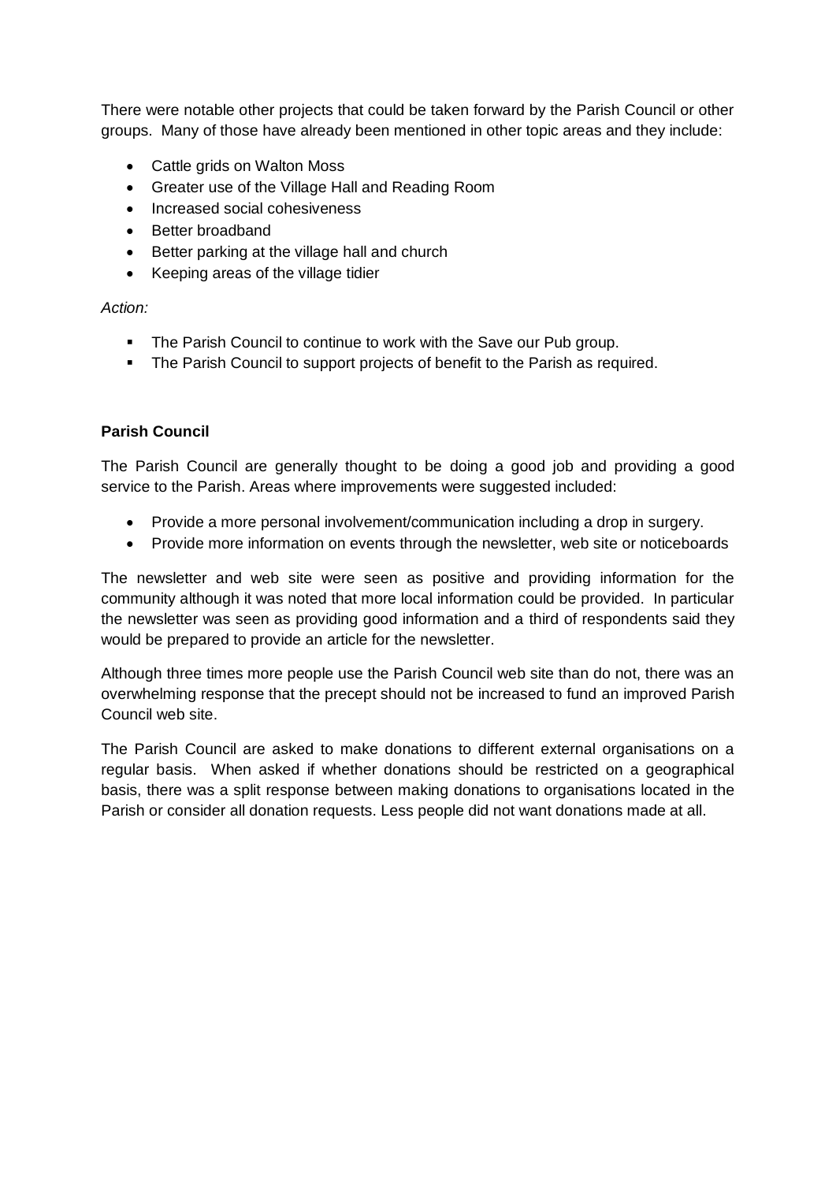There were notable other projects that could be taken forward by the Parish Council or other groups. Many of those have already been mentioned in other topic areas and they include:

- Cattle grids on Walton Moss
- Greater use of the Village Hall and Reading Room
- Increased social cohesiveness
- Better broadband
- Better parking at the village hall and church
- Keeping areas of the village tidier

*Action:*

- The Parish Council to continue to work with the Save our Pub group.
- The Parish Council to support projects of benefit to the Parish as required.

**Parish Council**

The Parish Council are generally thought to be doing a good job and providing a good service to the Parish. Areas where improvements were suggested included:

- Provide a more personal involvement/communication including a drop in surgery.
- Provide more information on events through the newsletter, web site or noticeboards

The newsletter and web site were seen as positive and providing information for the community although it was noted that more local information could be provided. In particular the newsletter was seen as providing good information and a third of respondents said they would be prepared to provide an article for the newsletter.

Although three times more people use the Parish Council web site than do not, there was an overwhelming response that the precept should not be increased to fund an improved Parish Council web site.

The Parish Council are asked to make donations to different external organisations on a regular basis. When asked if whether donations should be restricted on a geographical basis, there was a split response between making donations to organisations located in the Parish or consider all donation requests. Less people did not want donations made at all.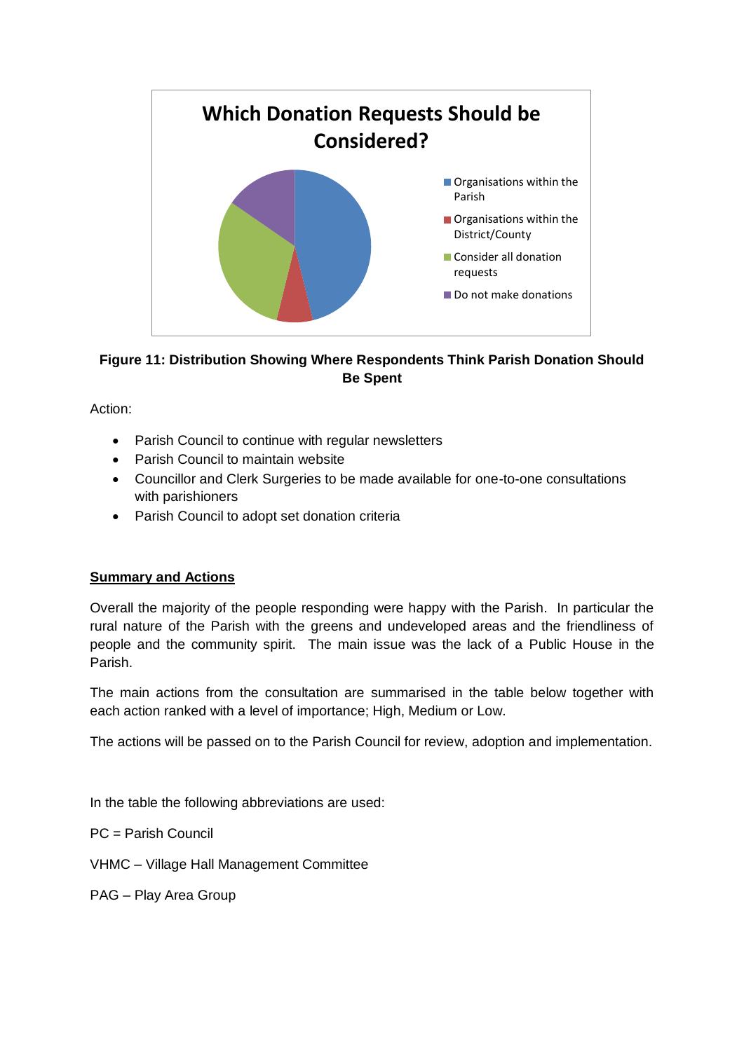**Which Donation Requests Should be Considered?**

- Organisations within the Parish
- Organisations within the District/County
- Consider all donation requests
- Do not make donations

**Figure 11: Distribution Showing Where Respondents Think Parish Donation Should Be Spent**

Action:

- Parish Council to continue with regular newsletters
- Parish Council to maintain website
- Councillor and Clerk Surgeries to be made available for one-to-one consultations with parishioners
- Parish Council to adopt set donation criteria

## Summary and Actions

Overall the majority of the people responding were happy with the Parish. In particular the rural nature of the Parish with the greens and undeveloped areas and the friendliness of people and the community spirit. The main issue was the lack of a Public House in the Parish.

The main actions from the consultation are summarised in the table below together with each action ranked with a level of importance; High, Medium or Low.

The actions will be passed on to the Parish Council for review, adoption and implementation.

In the table the following abbreviations are used:

PC = Parish Council

VHMC – Village Hall Management Committee

PAG – Play Area Group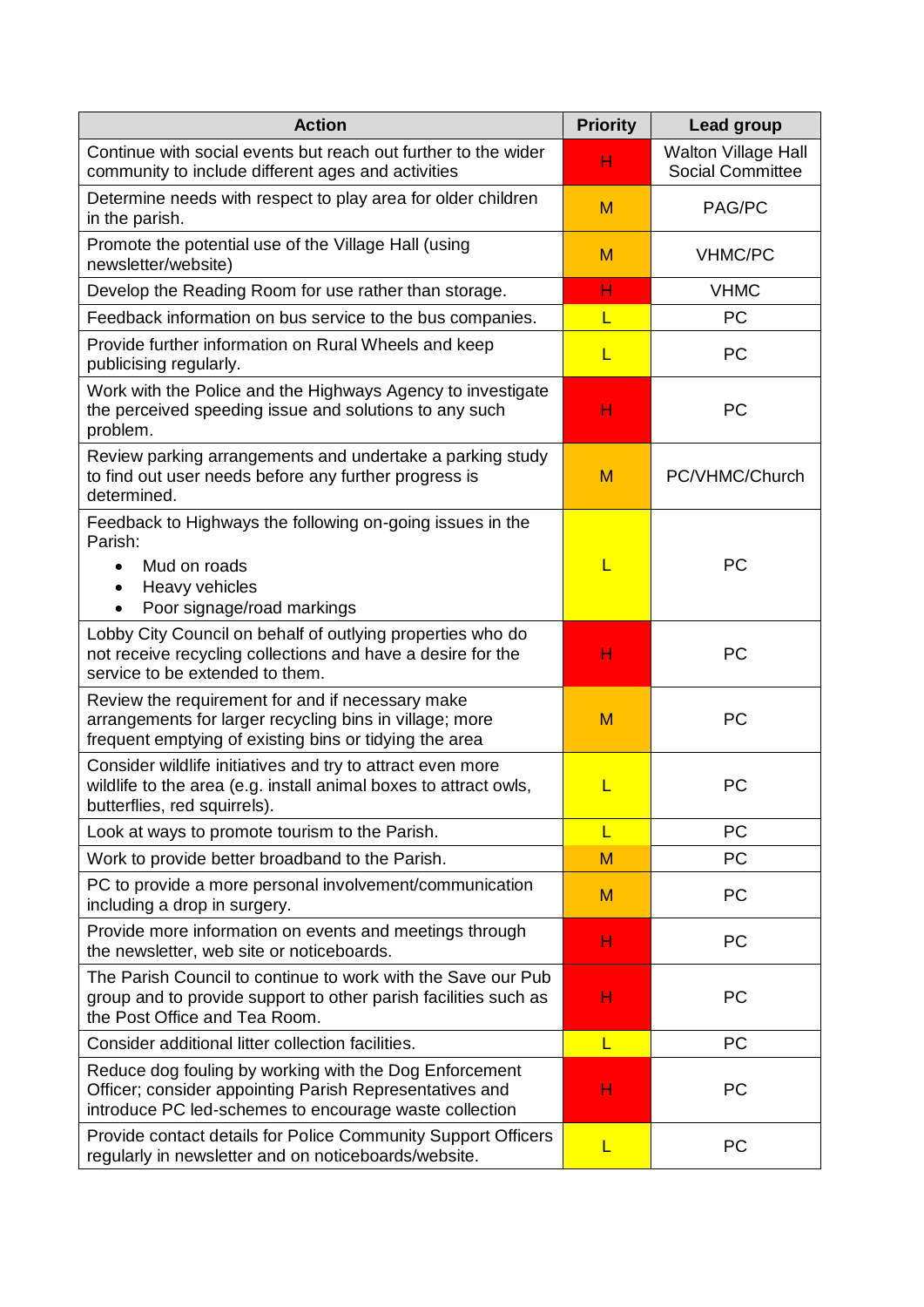| Action | Priority | Lead group |
|---|---|---|
| Continue with social events but reach out further to the wider community to include different ages and activities | H | Walton Village Hall Social Committee |
| Determine needs with respect to play area for older children in the parish. | M | PAG/PC |
| Promote the potential use of the Village Hall (using newsletter/website) | M | VHMC/PC |
| Develop the Reading Room for use rather than storage. | H | VHMC |
| Feedback information on bus service to the bus companies. | L | PC |
| Provide further information on Rural Wheels and keep publicising regularly. | L | PC |
| Work with the Police and the Highways Agency to investigate the perceived speeding issue and solutions to any such problem. | H | PC |
| Review parking arrangements and undertake a parking study to find out user needs before any further progress is determined. | M | PC/VHMC/Church |
| Feedback to Highways the following on-going issues in the Parish:<br>• Mud on roads<br>• Heavy vehicles<br>• Poor signage/road markings | L | PC |
| Lobby City Council on behalf of outlying properties who do not receive recycling collections and have a desire for the service to be extended to them. | H | PC |
| Review the requirement for and if necessary make arrangements for larger recycling bins in village; more frequent emptying of existing bins or tidying the area | M | PC |
| Consider wildlife initiatives and try to attract even more wildlife to the area (e.g. install animal boxes to attract owls, butterflies, red squirrels). | L | PC |
| Look at ways to promote tourism to the Parish. | L | PC |
| Work to provide better broadband to the Parish. | M | PC |
| PC to provide a more personal involvement/communication including a drop in surgery. | M | PC |
| Provide more information on events and meetings through the newsletter, web site or noticeboards. | H | PC |
| The Parish Council to continue to work with the Save our Pub group and to provide support to other parish facilities such as the Post Office and Tea Room. | H | PC |
| Consider additional litter collection facilities. | L | PC |
| Reduce dog fouling by working with the Dog Enforcement Officer; consider appointing Parish Representatives and introduce PC led-schemes to encourage waste collection | H | PC |
| Provide contact details for Police Community Support Officers regularly in newsletter and on noticeboards/website. | L | PC |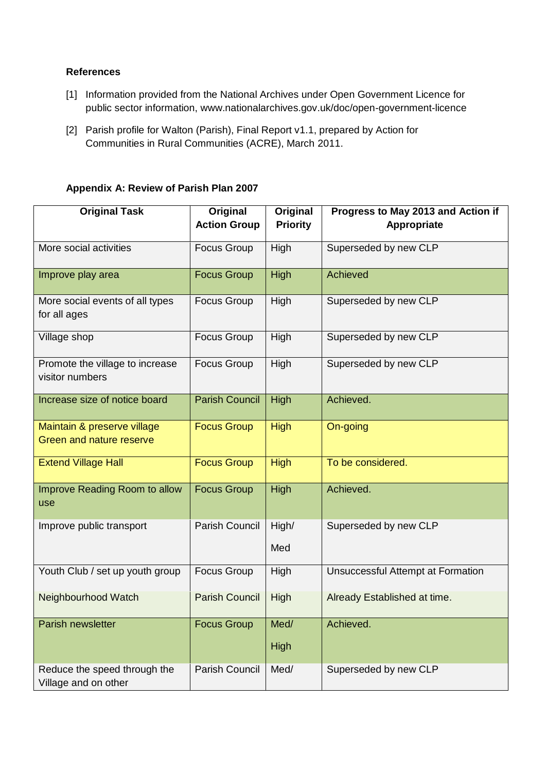**References**

[1] Information provided from the National Archives under Open Government Licence for public sector information, www.nationalarchives.gov.uk/doc/open-government-licence

[2] Parish profile for Walton (Parish), Final Report v1.1, prepared by Action for Communities in Rural Communities (ACRE), March 2011.

**Appendix A: Review of Parish Plan 2007**

| Original Task | Original Action Group | Original Priority | Progress to May 2013 and Action if Appropriate |
|---|---|---|---|
| More social activities | Focus Group | High | Superseded by new CLP |
| Improve play area | Focus Group | High | Achieved |
| More social events of all types for all ages | Focus Group | High | Superseded by new CLP |
| Village shop | Focus Group | High | Superseded by new CLP |
| Promote the village to increase visitor numbers | Focus Group | High | Superseded by new CLP |
| Increase size of notice board | Parish Council | High | Achieved. |
| Maintain & preserve village Green and nature reserve | Focus Group | High | On-going |
| Extend Village Hall | Focus Group | High | To be considered. |
| Improve Reading Room to allow use | Focus Group | High | Achieved. |
| Improve public transport | Parish Council | High/ Med | Superseded by new CLP |
| Youth Club / set up youth group | Focus Group | High | Unsuccessful Attempt at Formation |
| Neighbourhood Watch | Parish Council | High | Already Established at time. |
| Parish newsletter | Focus Group | Med/ High | Achieved. |
| Reduce the speed through the Village and on other | Parish Council | Med/ | Superseded by new CLP |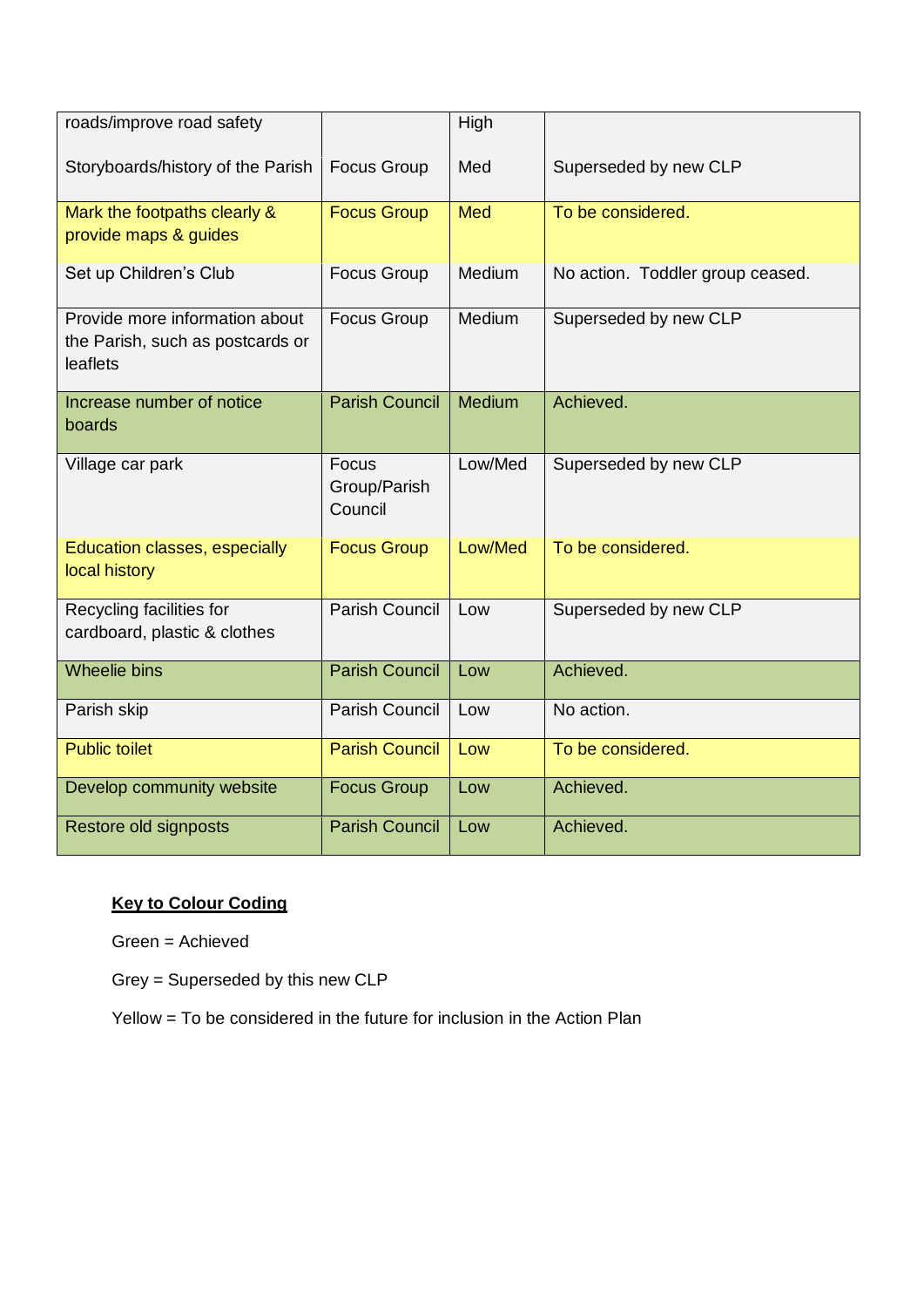| | | | |
|---|---|---|---|
| roads/improve road safety | | High | |
| Storyboards/history of the Parish | Focus Group | Med | Superseded by new CLP |
| Mark the footpaths clearly & provide maps & guides | Focus Group | Med | To be considered. |
| Set up Children's Club | Focus Group | Medium | No action. Toddler group ceased. |
| Provide more information about the Parish, such as postcards or leaflets | Focus Group | Medium | Superseded by new CLP |
| Increase number of notice boards | Parish Council | Medium | Achieved. |
| Village car park | Focus Group/Parish Council | Low/Med | Superseded by new CLP |
| Education classes, especially local history | Focus Group | Low/Med | To be considered. |
| Recycling facilities for cardboard, plastic & clothes | Parish Council | Low | Superseded by new CLP |
| Wheelie bins | Parish Council | Low | Achieved. |
| Parish skip | Parish Council | Low | No action. |
| Public toilet | Parish Council | Low | To be considered. |
| Develop community website | Focus Group | Low | Achieved. |
| Restore old signposts | Parish Council | Low | Achieved. |

**Key to Colour Coding**

Green = Achieved

Grey = Superseded by this new CLP

Yellow = To be considered in the future for inclusion in the Action Plan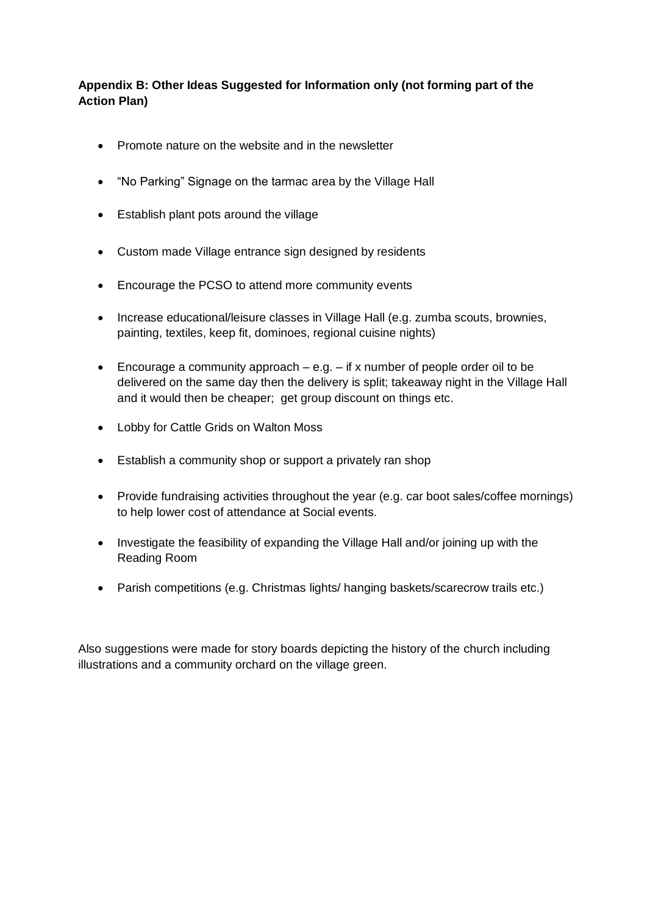**Appendix B: Other Ideas Suggested for Information only (not forming part of the Action Plan)**

- Promote nature on the website and in the newsletter
- “No Parking” Signage on the tarmac area by the Village Hall
- Establish plant pots around the village
- Custom made Village entrance sign designed by residents
- Encourage the PCSO to attend more community events
- Increase educational/leisure classes in Village Hall (e.g. zumba scouts, brownies, painting, textiles, keep fit, dominoes, regional cuisine nights)
- Encourage a community approach – e.g. – if x number of people order oil to be delivered on the same day then the delivery is split; takeaway night in the Village Hall and it would then be cheaper; get group discount on things etc.
- Lobby for Cattle Grids on Walton Moss
- Establish a community shop or support a privately ran shop
- Provide fundraising activities throughout the year (e.g. car boot sales/coffee mornings) to help lower cost of attendance at Social events.
- Investigate the feasibility of expanding the Village Hall and/or joining up with the Reading Room
- Parish competitions (e.g. Christmas lights/ hanging baskets/scarecrow trails etc.)

Also suggestions were made for story boards depicting the history of the church including illustrations and a community orchard on the village green.